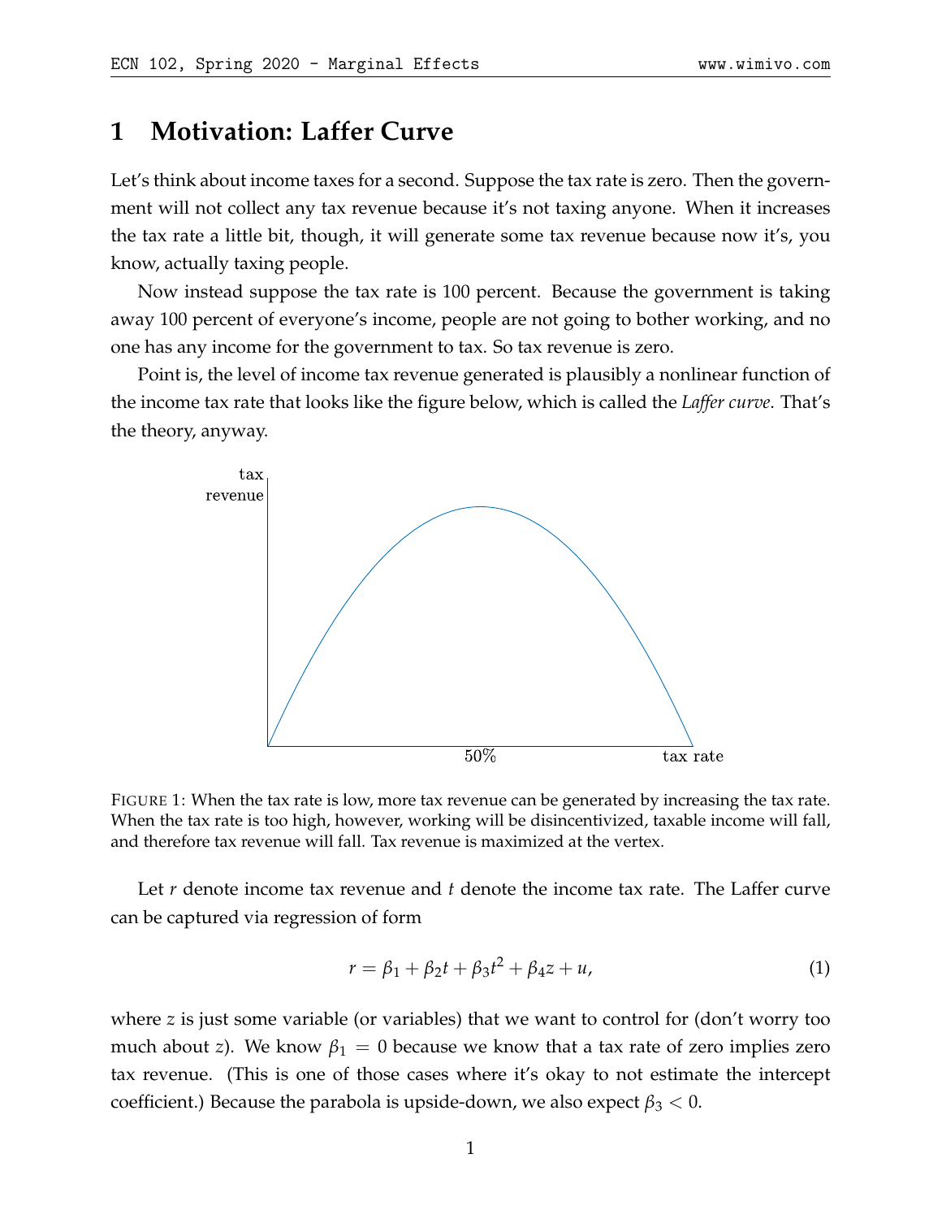# 1 Motivation: Laffer Curve

Let's think about income taxes for a second. Suppose the tax rate is zero. Then the government will not collect any tax revenue because it's not taxing anyone. When it increases the tax rate a little bit, though, it will generate some tax revenue because now it's, you know, actually taxing people.

Now instead suppose the tax rate is 100 percent. Because the government is taking away 100 percent of everyone's income, people are not going to bother working, and no one has any income for the government to tax. So tax revenue is zero.

Point is, the level of income tax revenue generated is plausibly a nonlinear function of the income tax rate that looks like the figure below, which is called the *Laffer curve*. That's the theory, anyway.

FIGURE 1: When the tax rate is low, more tax revenue can be generated by increasing the tax rate. When the tax rate is too high, however, working will be disincentivized, taxable income will fall, and therefore tax revenue will fall. Tax revenue is maximized at the vertex.

Let $r$ denote income tax revenue and $t$ denote the income tax rate. The Laffer curve can be captured via regression of form

$$r = \beta_1 + \beta_2 t + \beta_3 t^2 + \beta_4 z + u, \tag{1}$$

where $z$ is just some variable (or variables) that we want to control for (don't worry too much about $z$). We know $\beta_1 = 0$ because we know that a tax rate of zero implies zero tax revenue. (This is one of those cases where it's okay to not estimate the intercept coefficient.) Because the parabola is upside-down, we also expect $\beta_3 < 0$.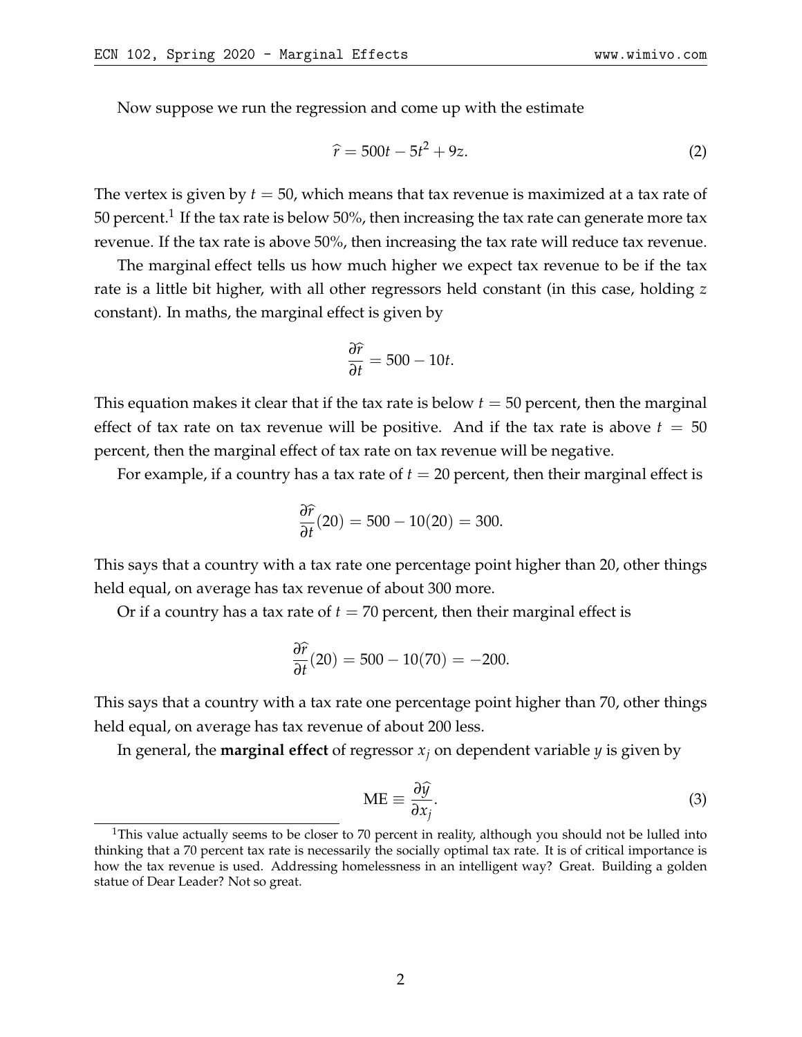Now suppose we run the regression and come up with the estimate

$$\widehat{r} = 500t - 5t^2 + 9z. \tag{2}$$

The vertex is given by $t = 50$, which means that tax revenue is maximized at a tax rate of 50 percent.[1] If the tax rate is below 50%, then increasing the tax rate can generate more tax revenue. If the tax rate is above 50%, then increasing the tax rate will reduce tax revenue.

The marginal effect tells us how much higher we expect tax revenue to be if the tax rate is a little bit higher, with all other regressors held constant (in this case, holding $z$ constant). In maths, the marginal effect is given by

$$\frac{\partial \widehat{r}}{\partial t} = 500 - 10t.$$

This equation makes it clear that if the tax rate is below $t = 50$ percent, then the marginal effect of tax rate on tax revenue will be positive. And if the tax rate is above $t = 50$ percent, then the marginal effect of tax rate on tax revenue will be negative.

For example, if a country has a tax rate of $t = 20$ percent, then their marginal effect is

$$\frac{\partial \widehat{r}}{\partial t}(20) = 500 - 10(20) = 300.$$

This says that a country with a tax rate one percentage point higher than 20, other things held equal, on average has tax revenue of about 300 more.

Or if a country has a tax rate of $t = 70$ percent, then their marginal effect is

$$\frac{\partial \widehat{r}}{\partial t}(20) = 500 - 10(70) = -200.$$

This says that a country with a tax rate one percentage point higher than 70, other things held equal, on average has tax revenue of about 200 less.

In general, the **marginal effect** of regressor $x_j$ on dependent variable $y$ is given by

$$\text{ME} \equiv \frac{\partial \widehat{y}}{\partial x_j}. \tag{3}$$

[1] This value actually seems to be closer to 70 percent in reality, although you should not be lulled into thinking that a 70 percent tax rate is necessarily the socially optimal tax rate. It is of critical importance is how the tax revenue is used. Addressing homelessness in an intelligent way? Great. Building a golden statue of Dear Leader? Not so great.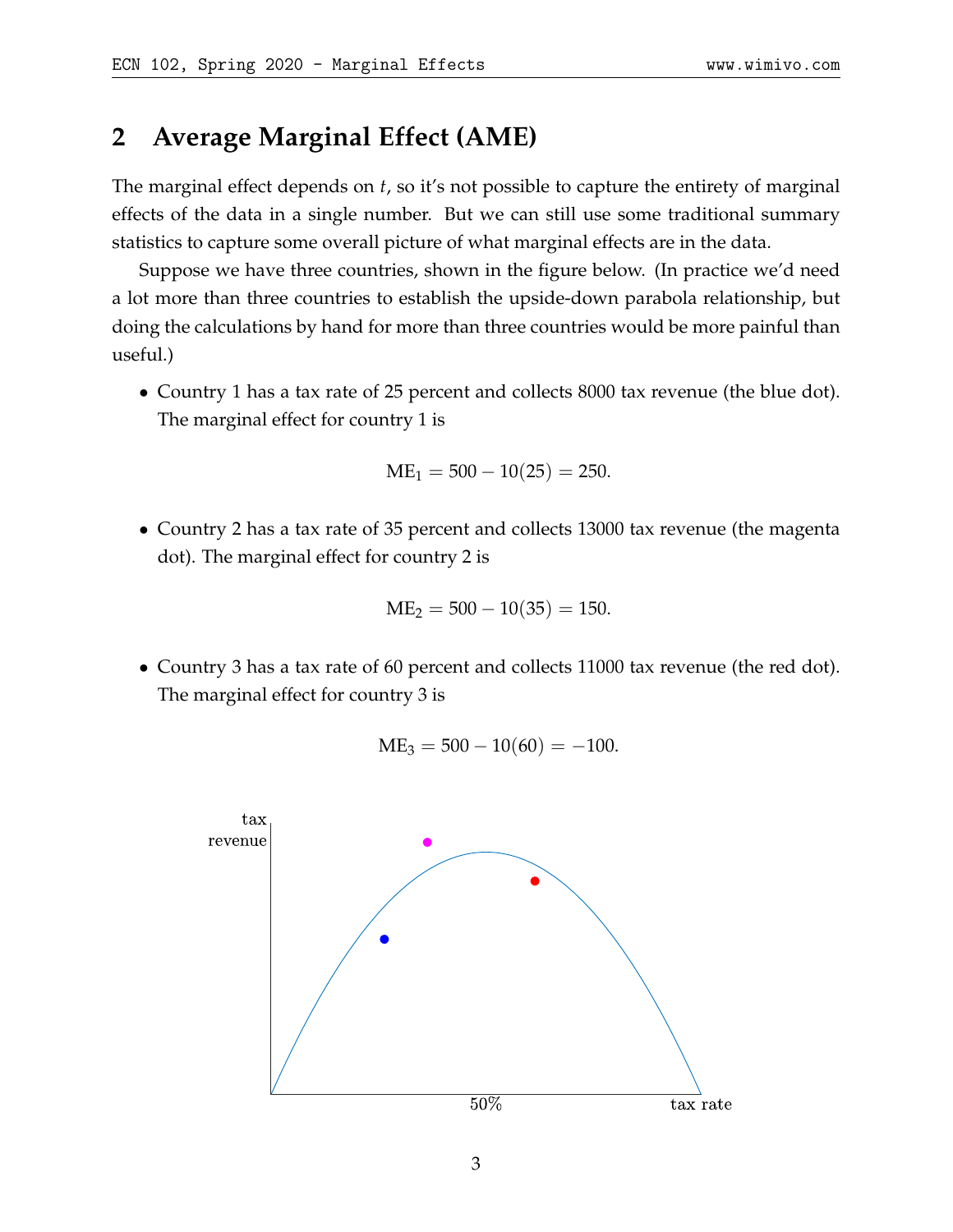## 2 Average Marginal Effect (AME)

The marginal effect depends on $t$, so it's not possible to capture the entirety of marginal effects of the data in a single number. But we can still use some traditional summary statistics to capture some overall picture of what marginal effects are in the data.

Suppose we have three countries, shown in the figure below. (In practice we'd need a lot more than three countries to establish the upside-down parabola relationship, but doing the calculations by hand for more than three countries would be more painful than useful.)

- Country 1 has a tax rate of 25 percent and collects 8000 tax revenue (the blue dot). The marginal effect for country 1 is

$$\text{ME}_1 = 500 - 10(25) = 250.$$

- Country 2 has a tax rate of 35 percent and collects 13000 tax revenue (the magenta dot). The marginal effect for country 2 is

$$\text{ME}_2 = 500 - 10(35) = 150.$$

- Country 3 has a tax rate of 60 percent and collects 11000 tax revenue (the red dot). The marginal effect for country 3 is

$$\text{ME}_3 = 500 - 10(60) = -100.$$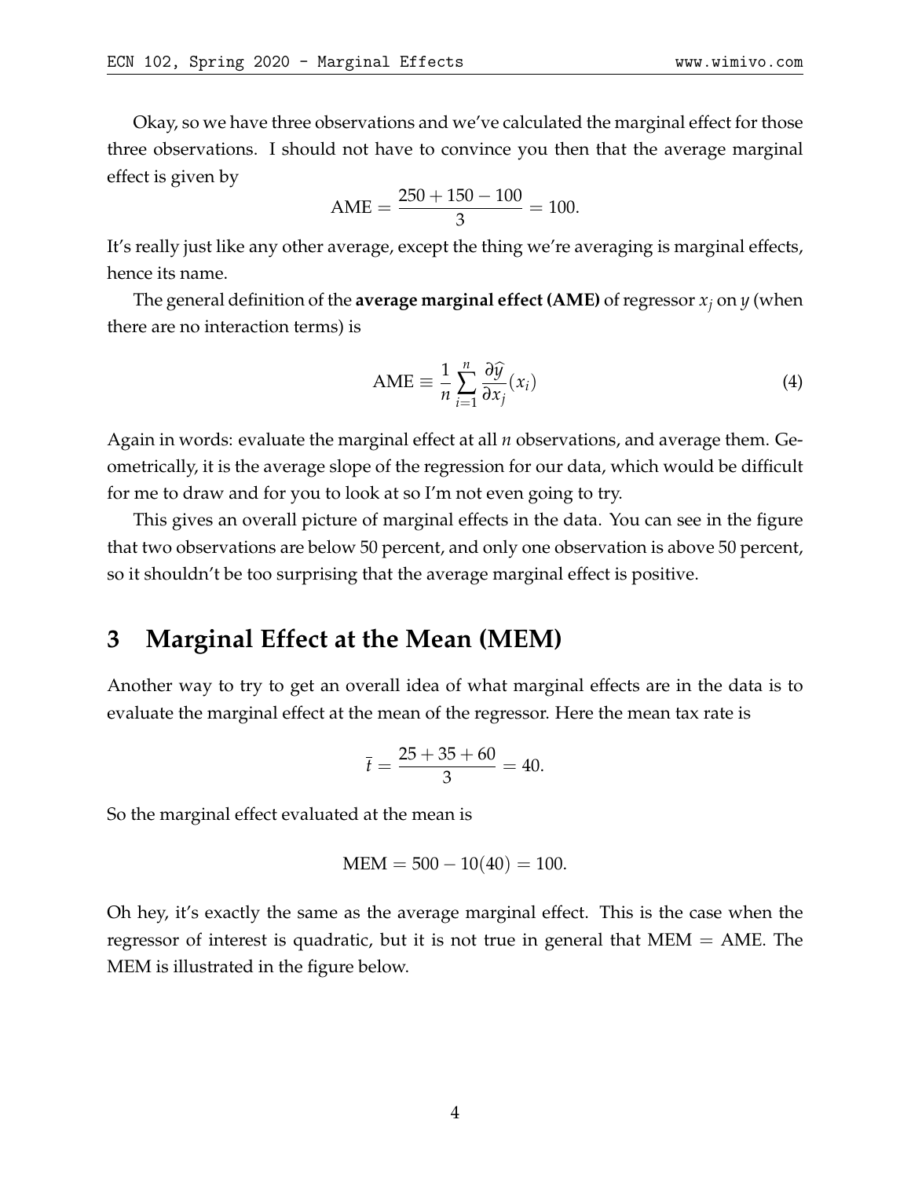Okay, so we have three observations and we've calculated the marginal effect for those three observations. I should not have to convince you then that the average marginal effect is given by

$$\text{AME} = \frac{250 + 150 - 100}{3} = 100.$$

It's really just like any other average, except the thing we're averaging is marginal effects, hence its name.

The general definition of the **average marginal effect (AME)** of regressor $x_j$ on $y$ (when there are no interaction terms) is

$$\text{AME} \equiv \frac{1}{n} \sum_{i=1}^{n} \frac{\partial \widehat{y}}{\partial x_j}(x_i) \tag{4}$$

Again in words: evaluate the marginal effect at all $n$ observations, and average them. Geometrically, it is the average slope of the regression for our data, which would be difficult for me to draw and for you to look at so I'm not even going to try.

This gives an overall picture of marginal effects in the data. You can see in the figure that two observations are below 50 percent, and only one observation is above 50 percent, so it shouldn't be too surprising that the average marginal effect is positive.

## 3 Marginal Effect at the Mean (MEM)

Another way to try to get an overall idea of what marginal effects are in the data is to evaluate the marginal effect at the mean of the regressor. Here the mean tax rate is

$$\bar{t} = \frac{25 + 35 + 60}{3} = 40.$$

So the marginal effect evaluated at the mean is

$$\text{MEM} = 500 - 10(40) = 100.$$

Oh hey, it's exactly the same as the average marginal effect. This is the case when the regressor of interest is quadratic, but it is not true in general that MEM = AME. The MEM is illustrated in the figure below.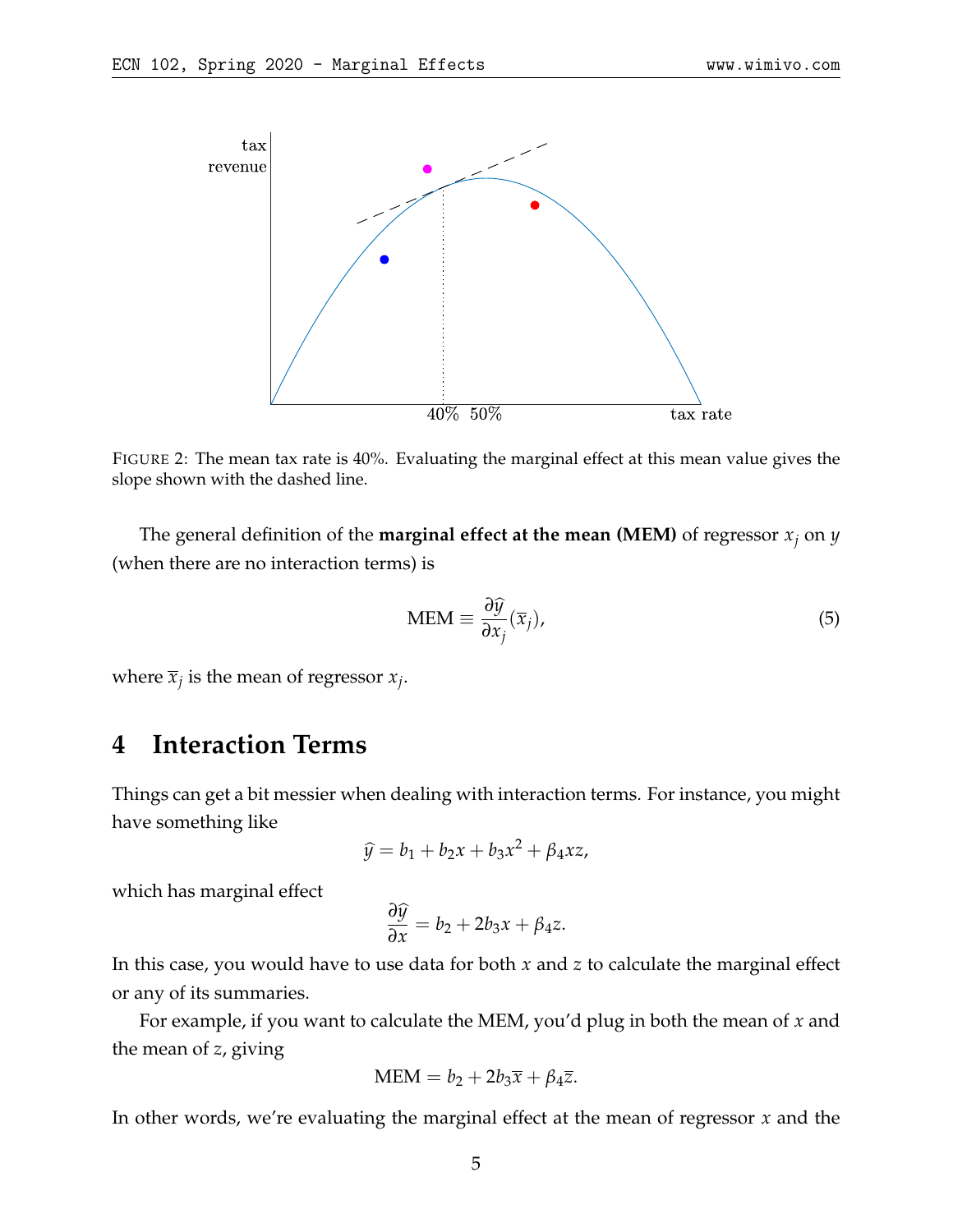FIGURE 2: The mean tax rate is 40%. Evaluating the marginal effect at this mean value gives the slope shown with the dashed line.

The general definition of the **marginal effect at the mean (MEM)** of regressor $x_j$ on $y$ (when there are no interaction terms) is

$$\text{MEM} \equiv \frac{\partial \widehat{y}}{\partial x_j}(\overline{x}_j), \tag{5}$$

where $\overline{x}_j$ is the mean of regressor $x_j$.

## 4 Interaction Terms

Things can get a bit messier when dealing with interaction terms. For instance, you might have something like

$$\widehat{y} = b_1 + b_2 x + b_3 x^2 + \beta_4 xz,$$

which has marginal effect

$$\frac{\partial \widehat{y}}{\partial x} = b_2 + 2b_3 x + \beta_4 z.$$

In this case, you would have to use data for both $x$ and $z$ to calculate the marginal effect or any of its summaries.

For example, if you want to calculate the MEM, you'd plug in both the mean of $x$ and the mean of $z$, giving

$$\text{MEM} = b_2 + 2b_3 \overline{x} + \beta_4 \overline{z}.$$

In other words, we're evaluating the marginal effect at the mean of regressor $x$ and the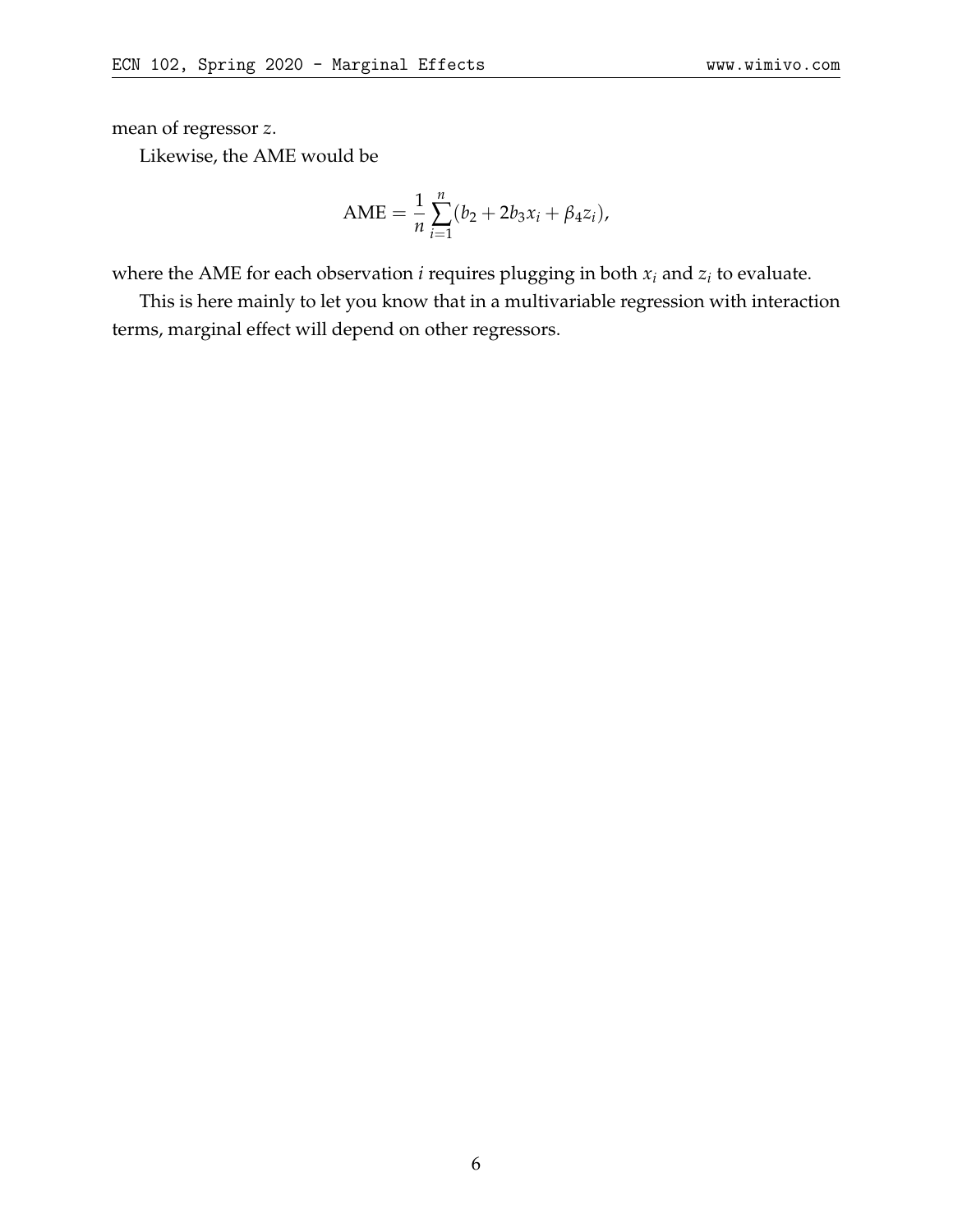mean of regressor $z$.

Likewise, the AME would be

$$\text{AME} = \frac{1}{n}\sum_{i=1}^{n}(b_2 + 2b_3 x_i + \beta_4 z_i),$$

where the AME for each observation $i$ requires plugging in both $x_i$ and $z_i$ to evaluate.

This is here mainly to let you know that in a multivariable regression with interaction terms, marginal effect will depend on other regressors.